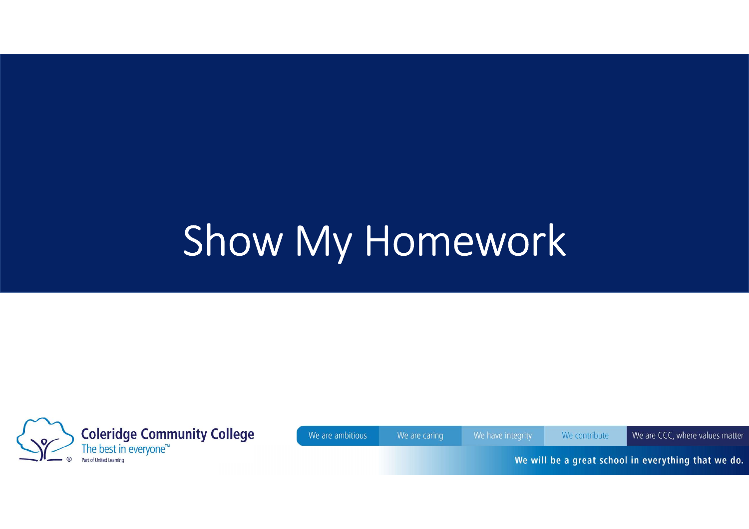# Show My Homework

Coleridge Community College

The best in everyone™

Part of United Learning

We are ambitious | We are caring | We have integrity | We contribute | We are CCC, where values matter

We will be a great school in everything that we do.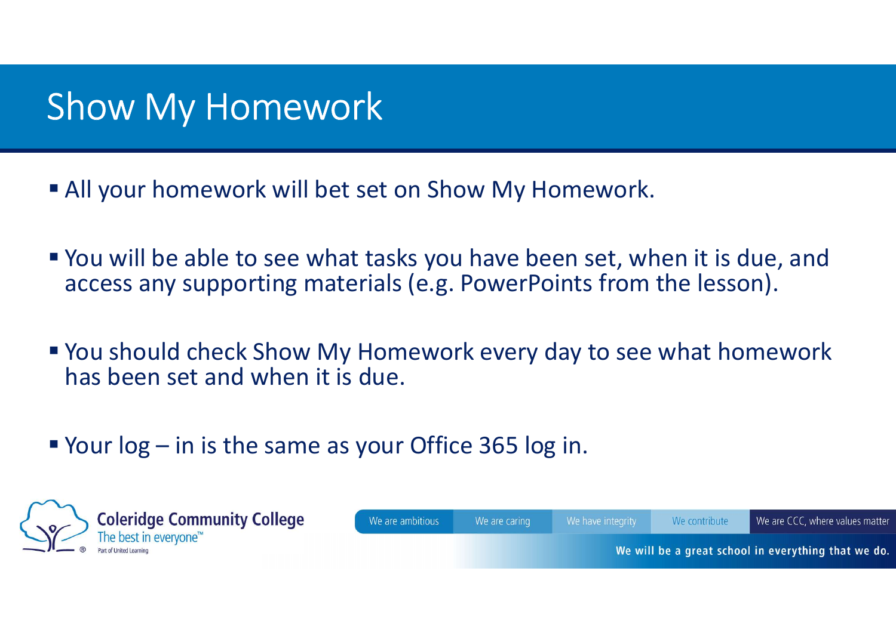# Show My Homework

- All your homework will bet set on Show My Homework.
- You will be able to see what tasks you have been set, when it is due, and access any supporting materials (e.g. PowerPoints from the lesson).
- You should check Show My Homework every day to see what homework has been set and when it is due.
- Your log – in is the same as your Office 365 log in.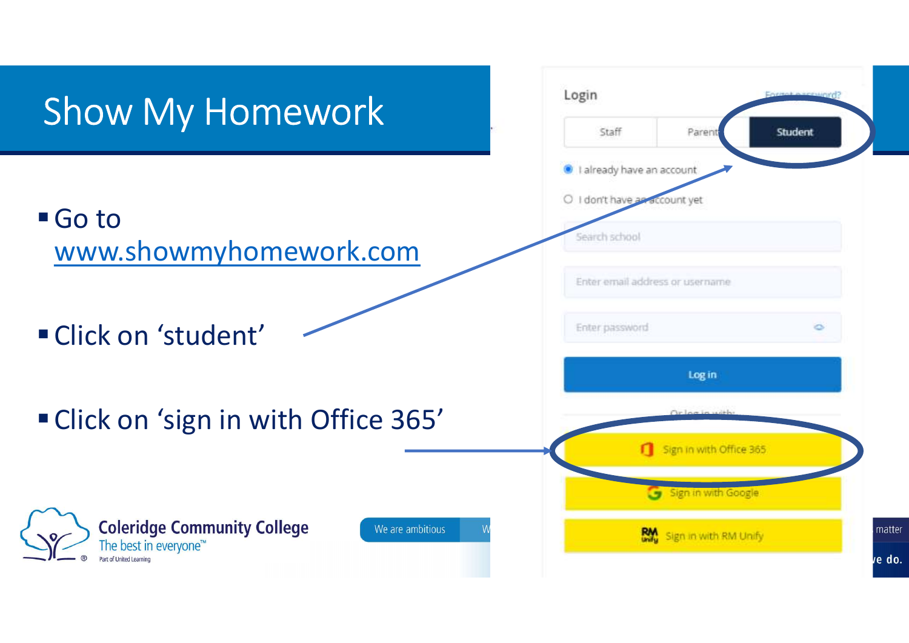# Show My Homework

- Go to www.showmyhomework.com
- Click on 'student'
- Click on 'sign in with Office 365'

Login

Forgot password?

Staff | Parent | Student

I already have an account

I don't have an account yet

Search school

Enter email address or username

Enter password

Log in

Or log in with:

Sign in with Office 365

Sign in with Google

Sign in with RM Unify

Coleridge Community College
The best in everyone™
Part of United Learning

We are ambitious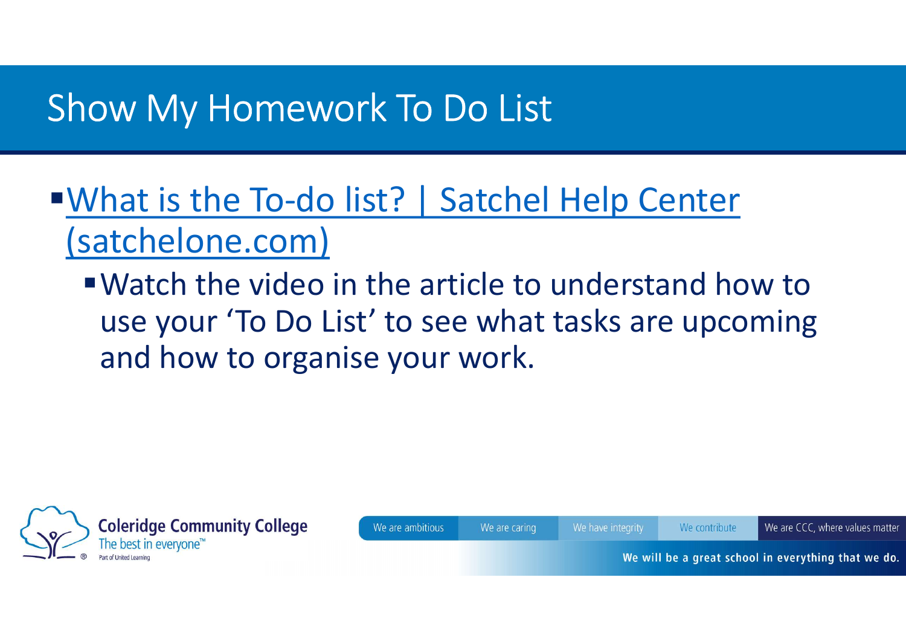# Show My Homework To Do List

- What is the To-do list? | Satchel Help Center (satchelone.com)
  - Watch the video in the article to understand how to use your ‘To Do List’ to see what tasks are upcoming and how to organise your work.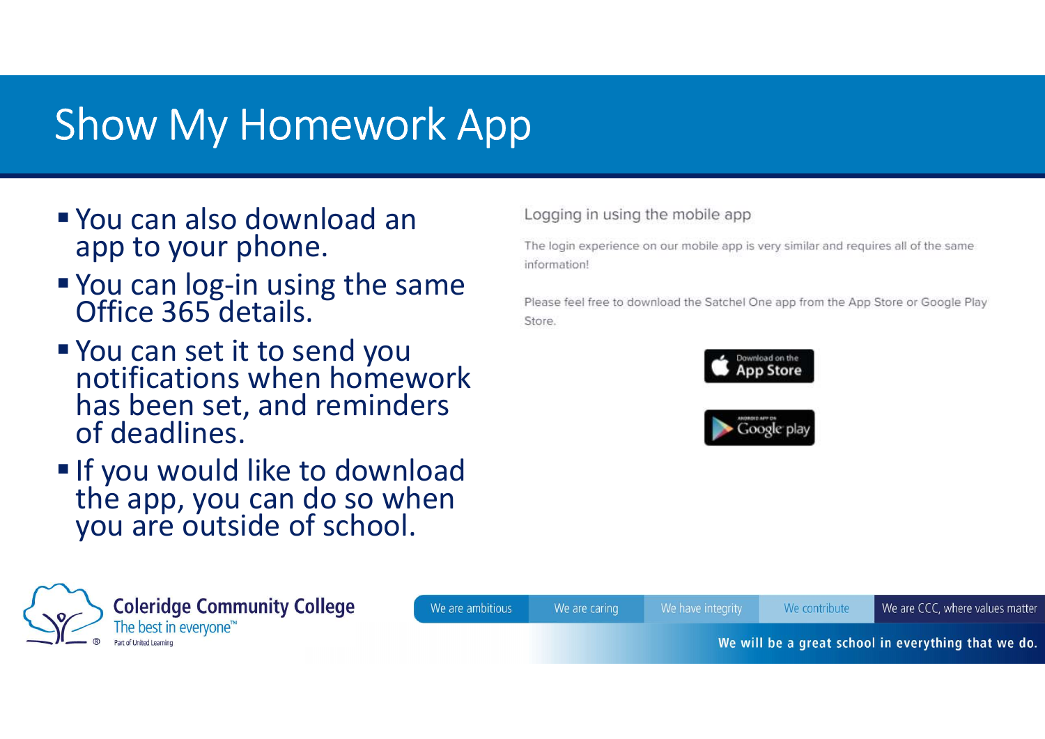# Show My Homework App

- You can also download an app to your phone.
- You can log-in using the same Office 365 details.
- You can set it to send you notifications when homework has been set, and reminders of deadlines.
- If you would like to download the app, you can do so when you are outside of school.

Logging in using the mobile app

The login experience on our mobile app is very similar and requires all of the same information!

Please feel free to download the Satchel One app from the App Store or Google Play Store.

Download on the App Store

ANDROID APP ON Google play

Coleridge Community College
The best in everyone™
Part of United Learning

We are ambitious | We are caring | We have integrity | We contribute | We are CCC, where values matter

We will be a great school in everything that we do.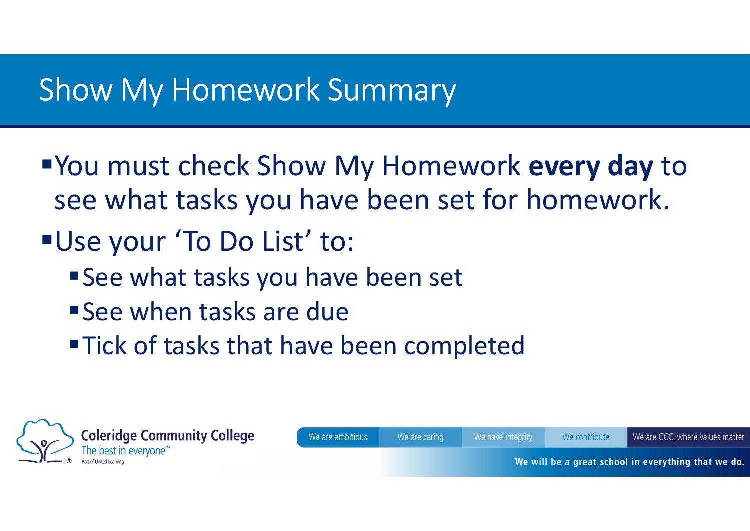# Show My Homework Summary

- You must check Show My Homework **every day** to see what tasks you have been set for homework.
- Use your 'To Do List' to:
  - See what tasks you have been set
  - See when tasks are due
  - Tick of tasks that have been completed

Coleridge Community College
The best in everyone™
Part of United Learning

We are ambitious | We are caring | We have integrity | We contribute | We are CCC, where values matter

We will be a great school in everything that we do.